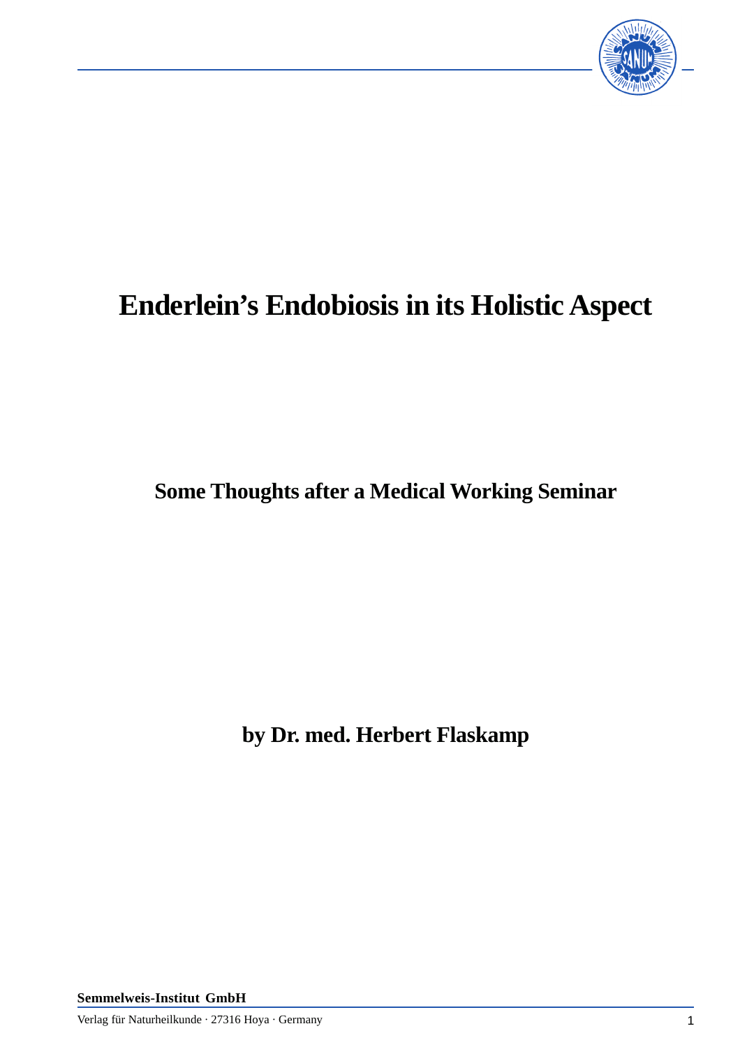# Enderlein's Endobiosis in its Holistic Aspect

## Some Thoughts after a Medical Working Seminar

**by Dr. med. Herbert Flaskamp**

**Semmelweis-Institut GmbH**

Verlag für Naturheilkunde · 27316 Hoya · Germany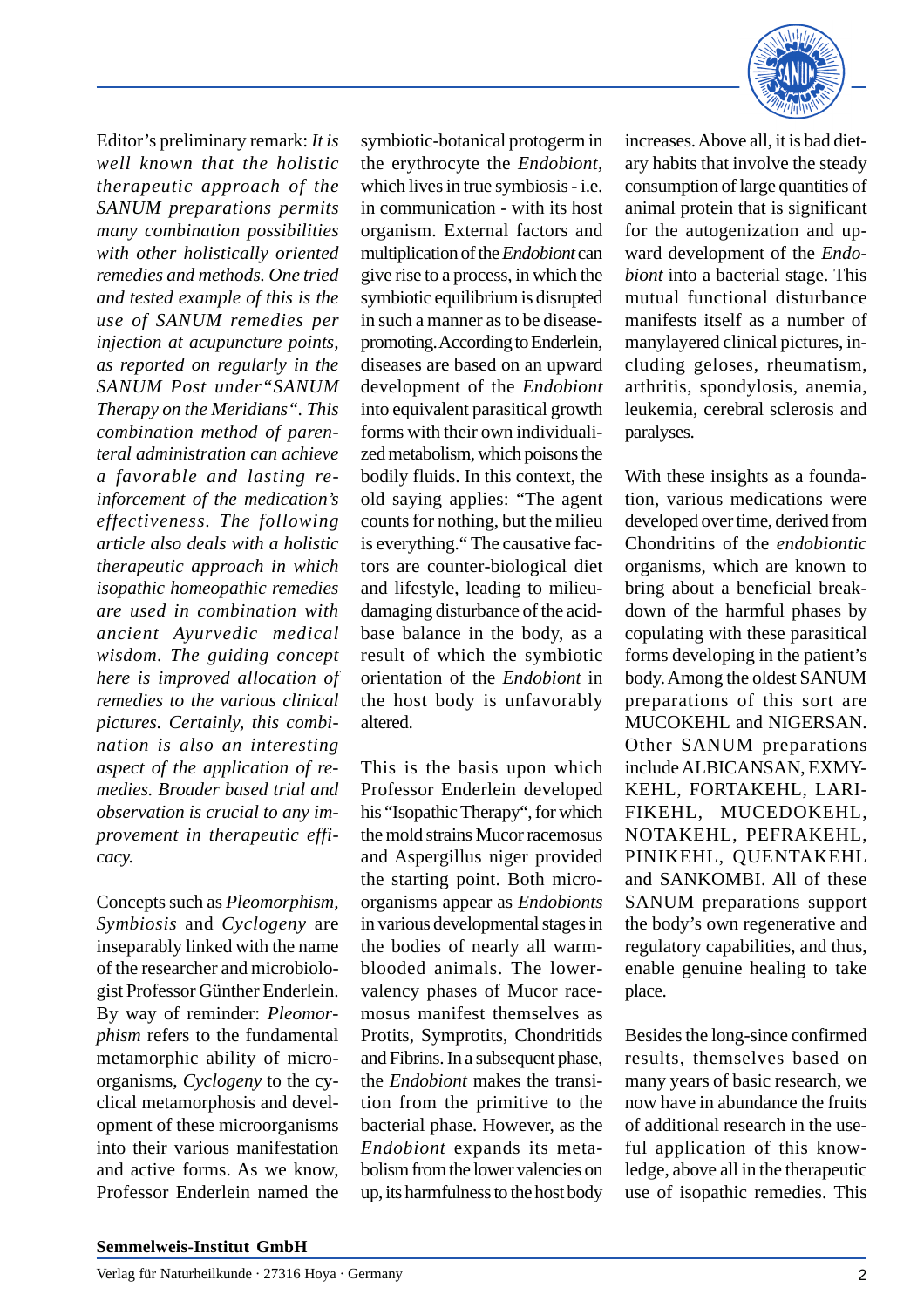Editor's preliminary remark: *It is well known that the holistic therapeutic approach of the SANUM preparations permits many combination possibilities with other holistically oriented remedies and methods. One tried and tested example of this is the use of SANUM remedies per injection at acupuncture points, as reported on regularly in the SANUM Post under "SANUM Therapy on the Meridians". This combination method of parenteral administration can achieve a favorable and lasting reinforcement of the medication's effectiveness. The following article also deals with a holistic therapeutic approach in which isopathic homeopathic remedies are used in combination with ancient Ayurvedic medical wisdom. The guiding concept here is improved allocation of remedies to the various clinical pictures. Certainly, this combination is also an interesting aspect of the application of remedies. Broader based trial and observation is crucial to any improvement in therapeutic efficacy.*

Concepts such as *Pleomorphism, Symbiosis* and *Cyclogeny* are inseparably linked with the name of the researcher and microbiologist Professor Günther Enderlein. By way of reminder: *Pleomorphism* refers to the fundamental metamorphic ability of microorganisms, *Cyclogeny* to the cyclical metamorphosis and development of these microorganisms into their various manifestation and active forms. As we know, Professor Enderlein named the symbiotic-botanical protogerm in the erythrocyte the *Endobiont*, which lives in true symbiosis - i.e. in communication - with its host organism. External factors and multiplication of the *Endobiont* can give rise to a process, in which the symbiotic equilibrium is disrupted in such a manner as to be disease-promoting. According to Enderlein, diseases are based on an upward development of the *Endobiont* into equivalent parasitical growth forms with their own individualized metabolism, which poisons the bodily fluids. In this context, the old saying applies: "The agent counts for nothing, but the milieu is everything." The causative factors are counter-biological diet and lifestyle, leading to milieu-damaging disturbance of the acid-base balance in the body, as a result of which the symbiotic orientation of the *Endobiont* in the host body is unfavorably altered.

This is the basis upon which Professor Enderlein developed his "Isopathic Therapy", for which the mold strains Mucor racemosus and Aspergillus niger provided the starting point. Both microorganisms appear as *Endobionts* in various developmental stages in the bodies of nearly all warm-blooded animals. The lower-valency phases of Mucor racemosus manifest themselves as Protits, Symprotits, Chondritids and Fibrins. In a subsequent phase, the *Endobiont* makes the transition from the primitive to the bacterial phase. However, as the *Endobiont* expands its metabolism from the lower valencies on up, its harmfulness to the host body increases. Above all, it is bad dietary habits that involve the steady consumption of large quantities of animal protein that is significant for the autogenization and upward development of the *Endobiont* into a bacterial stage. This mutual functional disturbance manifests itself as a number of manylayered clinical pictures, including geloses, rheumatism, arthritis, spondylosis, anemia, leukemia, cerebral sclerosis and paralyses.

With these insights as a foundation, various medications were developed over time, derived from Chondritins of the *endobiontic* organisms, which are known to bring about a beneficial breakdown of the harmful phases by copulating with these parasitical forms developing in the patient's body. Among the oldest SANUM preparations of this sort are MUCOKEHL and NIGERSAN. Other SANUM preparations include ALBICANSAN, EXMYKEHL, FORTAKEHL, LARIFIKEHL, MUCEDOKEHL, NOTAKEHL, PEFRAKEHL, PINIKEHL, QUENTAKEHL and SANKOMBI. All of these SANUM preparations support the body's own regenerative and regulatory capabilities, and thus, enable genuine healing to take place.

Besides the long-since confirmed results, themselves based on many years of basic research, we now have in abundance the fruits of additional research in the useful application of this knowledge, above all in the therapeutic use of isopathic remedies. This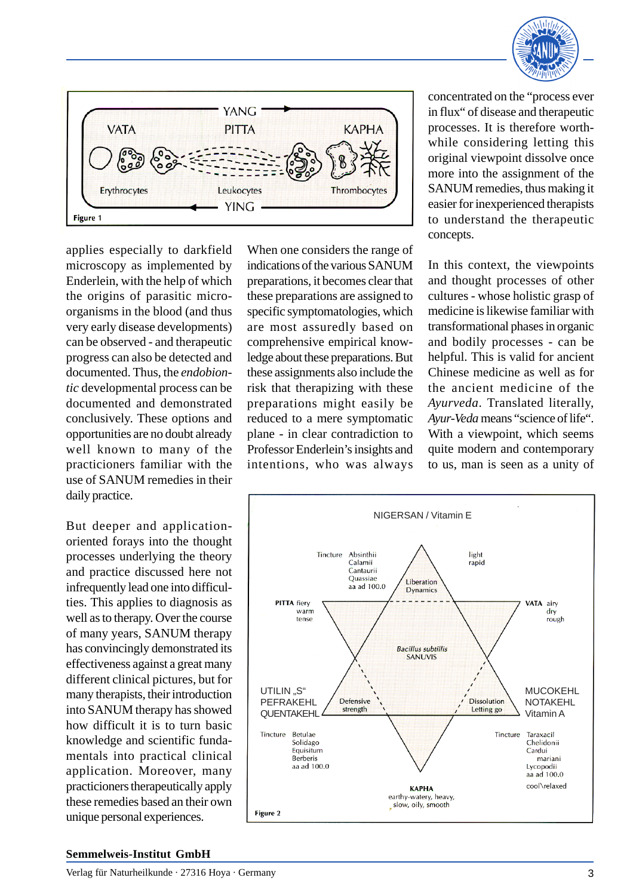YANG

VATA PITTA KAPHA

Erythrocytes Leukocytes Thrombocytes

YING

**Figure 1**

concentrated on the "process ever in flux" of disease and therapeutic processes. It is therefore worthwhile considering letting this original viewpoint dissolve once more into the assignment of the SANUM remedies, thus making it easier for inexperienced therapists to understand the therapeutic concepts.

applies especially to darkfield microscopy as implemented by Enderlein, with the help of which the origins of parasitic microorganisms in the blood (and thus very early disease developments) can be observed - and therapeutic progress can also be detected and documented. Thus, the *endobiontic* developmental process can be documented and demonstrated conclusively. These options and opportunities are no doubt already well known to many of the practicioners familiar with the use of SANUM remedies in their daily practice.

But deeper and application-oriented forays into the thought processes underlying the theory and practice discussed here not infrequently lead one into difficulties. This applies to diagnosis as well as to therapy. Over the course of many years, SANUM therapy has convincingly demonstrated its effectiveness against a great many different clinical pictures, but for many therapists, their introduction into SANUM therapy has showed how difficult it is to turn basic knowledge and scientific fundamentals into practical clinical application. Moreover, many practicioners therapeutically apply these remedies based an their own unique personal experiences.

When one considers the range of indications of the various SANUM preparations, it becomes clear that these preparations are assigned to specific symptomatologies, which are most assuredly based on comprehensive empirical knowledge about these preparations. But these assignments also include the risk that therapizing with these preparations might easily be reduced to a mere symptomatic plane - in clear contradiction to Professor Enderlein's insights and intentions, who was always

In this context, the viewpoints and thought processes of other cultures - whose holistic grasp of medicine is likewise familiar with transformational phases in organic and bodily processes - can be helpful. This is valid for ancient Chinese medicine as well as for the ancient medicine of the *Ayurveda*. Translated literally, *Ayur-Veda* means "science of life". With a viewpoint, which seems quite modern and contemporary to us, man is seen as a unity of

NIGERSAN / Vitamin E

Tincture Absinthii Calamii Cantaurii Quassiae aa ad 100.0

light rapid

Liberation Dynamics

**PITTA** fiery warm tense

**VATA** airy dry rough

*Bacillus subtillis* SANUVIS

UTILIN „S" PEFRAKEHL QUENTAKEHL

Defensive strength

Dissolution Letting go

MUCOKEHL NOTAKEHL Vitamin A

Tincture Betulae Solidago Equisitum Berberis aa ad 100.0

Tincture Taraxacil Chelidonii Cardui mariani Lycopodii aa ad 100.0

cool\relaxed

**KAPHA** earthy-watery, heavy, slow, oily, smooth

**Figure 2**

**Semmelweis-Institut GmbH**

Verlag für Naturheilkunde · 27316 Hoya · Germany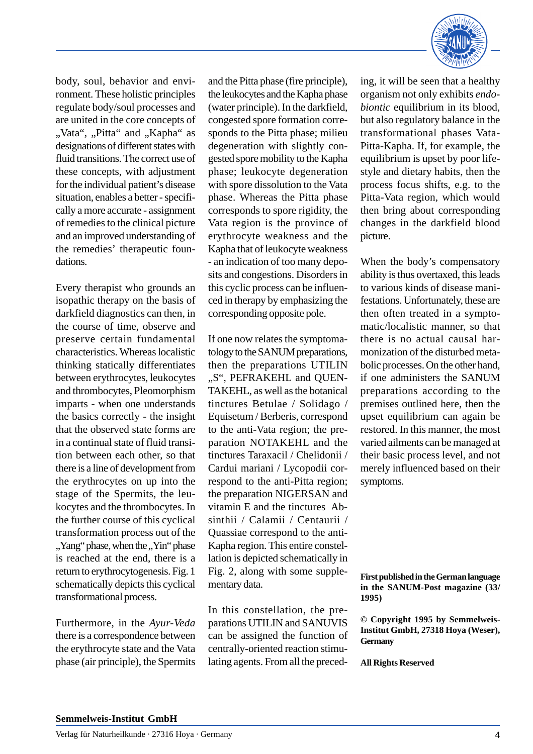body, soul, behavior and environment. These holistic principles regulate body/soul processes and are united in the core concepts of „Vata“, „Pitta“ and „Kapha“ as designations of different states with fluid transitions. The correct use of these concepts, with adjustment for the individual patient's disease situation, enables a better - specifically a more accurate - assignment of remedies to the clinical picture and an improved understanding of the remedies' therapeutic foundations.

Every therapist who grounds an isopathic therapy on the basis of darkfield diagnostics can then, in the course of time, observe and preserve certain fundamental characteristics. Whereas localistic thinking statically differentiates between erythrocytes, leukocytes and thrombocytes, Pleomorphism imparts - when one understands the basics correctly - the insight that the observed state forms are in a continual state of fluid transition between each other, so that there is a line of development from the erythrocytes on up into the stage of the Spermits, the leukocytes and the thrombocytes. In the further course of this cyclical transformation process out of the „Yang“ phase, when the „Yin“ phase is reached at the end, there is a return to erythrocytogenesis. Fig. 1 schematically depicts this cyclical transformational process.

Furthermore, in the *Ayur-Veda* there is a correspondence between the erythrocyte state and the Vata phase (air principle), the Spermits and the Pitta phase (fire principle), the leukocytes and the Kapha phase (water principle). In the darkfield, congested spore formation corresponds to the Pitta phase; milieu degeneration with slightly congested spore mobility to the Kapha phase; leukocyte degeneration with spore dissolution to the Vata phase. Whereas the Pitta phase corresponds to spore rigidity, the Vata region is the province of erythrocyte weakness and the Kapha that of leukocyte weakness - an indication of too many deposits and congestions. Disorders in this cyclic process can be influenced in therapy by emphasizing the corresponding opposite pole.

If one now relates the symptomatology to the SANUM preparations, then the preparations UTILIN „S“, PEFRAKEHL and QUENTAKEHL, as well as the botanical tinctures Betulae / Solidago / Equisetum / Berberis, correspond to the anti-Vata region; the preparation NOTAKEHL and the tinctures Taraxacil / Chelidonii / Cardui mariani / Lycopodii correspond to the anti-Pitta region; the preparation NIGERSAN and vitamin E and the tinctures Absinthii / Calamii / Centaurii / Quassiae correspond to the anti-Kapha region. This entire constellation is depicted schematically in Fig. 2, along with some supplementary data.

In this constellation, the preparations UTILIN and SANUVIS can be assigned the function of centrally-oriented reaction stimulating agents. From all the preceding, it will be seen that a healthy organism not only exhibits *endobiontic* equilibrium in its blood, but also regulatory balance in the transformational phases Vata-Pitta-Kapha. If, for example, the equilibrium is upset by poor lifestyle and dietary habits, then the process focus shifts, e.g. to the Pitta-Vata region, which would then bring about corresponding changes in the darkfield blood picture.

When the body's compensatory ability is thus overtaxed, this leads to various kinds of disease manifestations. Unfortunately, these are then often treated in a symptomatic/localistic manner, so that there is no actual causal harmonization of the disturbed metabolic processes. On the other hand, if one administers the SANUM preparations according to the premises outlined here, then the upset equilibrium can again be restored. In this manner, the most varied ailments can be managed at their basic process level, and not merely influenced based on their symptoms.

**First published in the German language in the SANUM-Post magazine (33/1995)**

**© Copyright 1995 by Semmelweis-Institut GmbH, 27318 Hoya (Weser), Germany**

**All Rights Reserved**